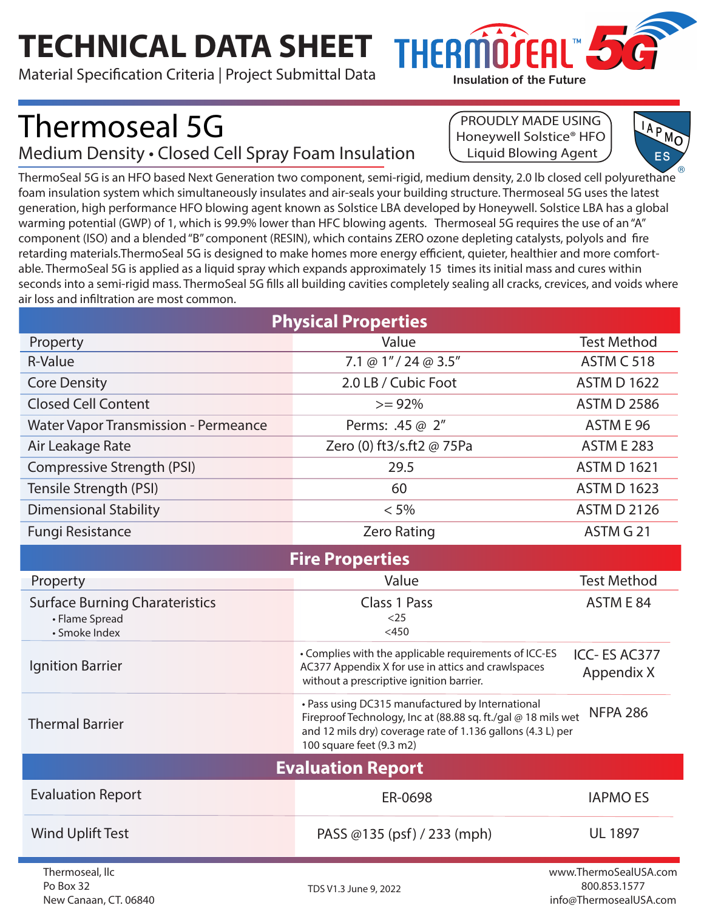# TECHNICAL DATA SHEET

Material Specification Criteria | Project Submittal Data

THERMOSEAL™ 5G
Insulation of the Future

# Thermoseal 5G

## Medium Density • Closed Cell Spray Foam Insulation

PROUDLY MADE USING Honeywell Solstice® HFO Liquid Blowing Agent

IAPMO ES®

ThermoSeal 5G is an HFO based Next Generation two component, semi-rigid, medium density, 2.0 lb closed cell polyurethane foam insulation system which simultaneously insulates and air-seals your building structure. Thermoseal 5G uses the latest generation, high performance HFO blowing agent known as Solstice LBA developed by Honeywell. Solstice LBA has a global warming potential (GWP) of 1, which is 99.9% lower than HFC blowing agents. Thermoseal 5G requires the use of an "A" component (ISO) and a blended "B" component (RESIN), which contains ZERO ozone depleting catalysts, polyols and fire retarding materials.ThermoSeal 5G is designed to make homes more energy efficient, quieter, healthier and more comfortable. ThermoSeal 5G is applied as a liquid spray which expands approximately 15 times its initial mass and cures within seconds into a semi-rigid mass. ThermoSeal 5G fills all building cavities completely sealing all cracks, crevices, and voids where air loss and infiltration are most common.

## Physical Properties

| Property | Value | Test Method |
|---|---|---|
| R-Value | 7.1 @ 1" / 24 @ 3.5" | ASTM C 518 |
| Core Density | 2.0 LB / Cubic Foot | ASTM D 1622 |
| Closed Cell Content | >= 92% | ASTM D 2586 |
| Water Vapor Transmission - Permeance | Perms: .45 @ 2" | ASTM E 96 |
| Air Leakage Rate | Zero (0) ft3/s.ft2 @ 75Pa | ASTM E 283 |
| Compressive Strength (PSI) | 29.5 | ASTM D 1621 |
| Tensile Strength (PSI) | 60 | ASTM D 1623 |
| Dimensional Stability | < 5% | ASTM D 2126 |
| Fungi Resistance | Zero Rating | ASTM G 21 |

## Fire Properties

| Property | Value | Test Method |
|---|---|---|
| Surface Burning Charateristics<br>• Flame Spread<br>• Smoke Index | Class 1 Pass<br><25<br><450 | ASTM E 84 |
| Ignition Barrier | • Complies with the applicable requirements of ICC-ES AC377 Appendix X for use in attics and crawlspaces without a prescriptive ignition barrier. | ICC- ES AC377 Appendix X |
| Thermal Barrier | • Pass using DC315 manufactured by International Fireproof Technology, Inc at (88.88 sq. ft./gal @ 18 mils wet and 12 mils dry) coverage rate of 1.136 gallons (4.3 L) per 100 square feet (9.3 m2) | NFPA 286 |

## Evaluation Report

| | | |
|---|---|---|
| Evaluation Report | ER-0698 | IAPMO ES |
| Wind Uplift Test | PASS @135 (psf) / 233 (mph) | UL 1897 |

Thermoseal, llc
Po Box 32
New Canaan, CT. 06840

TDS V1.3 June 9, 2022

www.ThermoSealUSA.com
800.853.1577
info@ThermosealUSA.com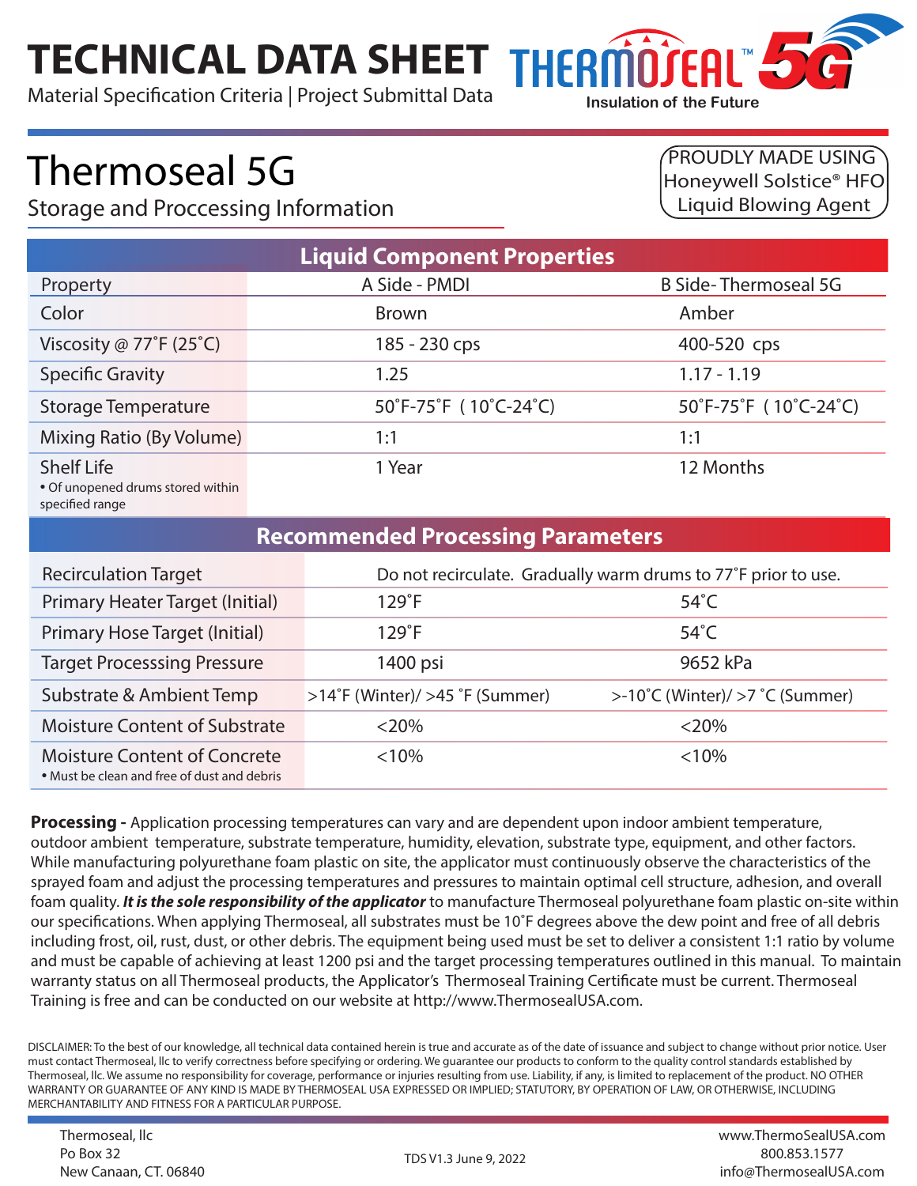# TECHNICAL DATA SHEET

Material Specification Criteria | Project Submittal Data

THERMOSEAL™ 5G
Insulation of the Future

# Thermoseal 5G

Storage and Proccessing Information

PROUDLY MADE USING Honeywell Solstice® HFO Liquid Blowing Agent

## Liquid Component Properties

| Property | A Side - PMDI | B Side- Thermoseal 5G |
|---|---|---|
| Color | Brown | Amber |
| Viscosity @ 77˚F (25˚C) | 185 - 230 cps | 400-520 cps |
| Specific Gravity | 1.25 | 1.17 - 1.19 |
| Storage Temperature | 50˚F-75˚F ( 10˚C-24˚C) | 50˚F-75˚F ( 10˚C-24˚C) |
| Mixing Ratio (By Volume) | 1:1 | 1:1 |
| Shelf Life • Of unopened drums stored within specified range | 1 Year | 12 Months |

## Recommended Processing Parameters

| | | |
|---|---|---|
| Recirculation Target | Do not recirculate. Gradually warm drums to 77˚F prior to use. | |
| Primary Heater Target (Initial) | 129˚F | 54˚C |
| Primary Hose Target (Initial) | 129˚F | 54˚C |
| Target Processsing Pressure | 1400 psi | 9652 kPa |
| Substrate & Ambient Temp | >14˚F (Winter)/ >45 ˚F (Summer) | >-10˚C (Winter)/ >7 ˚C (Summer) |
| Moisture Content of Substrate | <20% | <20% |
| Moisture Content of Concrete • Must be clean and free of dust and debris | <10% | <10% |

**Processing -** Application processing temperatures can vary and are dependent upon indoor ambient temperature, outdoor ambient temperature, substrate temperature, humidity, elevation, substrate type, equipment, and other factors. While manufacturing polyurethane foam plastic on site, the applicator must continuously observe the characteristics of the sprayed foam and adjust the processing temperatures and pressures to maintain optimal cell structure, adhesion, and overall foam quality. ***It is the sole responsibility of the applicator*** to manufacture Thermoseal polyurethane foam plastic on-site within our specifications. When applying Thermoseal, all substrates must be 10˚F degrees above the dew point and free of all debris including frost, oil, rust, dust, or other debris. The equipment being used must be set to deliver a consistent 1:1 ratio by volume and must be capable of achieving at least 1200 psi and the target processing temperatures outlined in this manual. To maintain warranty status on all Thermoseal products, the Applicator's Thermoseal Training Certificate must be current. Thermoseal Training is free and can be conducted on our website at http://www.ThermosealUSA.com.

DISCLAIMER: To the best of our knowledge, all technical data contained herein is true and accurate as of the date of issuance and subject to change without prior notice. User must contact Thermoseal, llc to verify correctness before specifying or ordering. We guarantee our products to conform to the quality control standards established by Thermoseal, llc. We assume no responsibility for coverage, performance or injuries resulting from use. Liability, if any, is limited to replacement of the product. NO OTHER WARRANTY OR GUARANTEE OF ANY KIND IS MADE BY THERMOSEAL USA EXPRESSED OR IMPLIED; STATUTORY, BY OPERATION OF LAW, OR OTHERWISE, INCLUDING MERCHANTABILITY AND FITNESS FOR A PARTICULAR PURPOSE.

Thermoseal, llc
Po Box 32
New Canaan, CT. 06840

TDS V1.3 June 9, 2022

www.ThermoSealUSA.com
800.853.1577
info@ThermosealUSA.com